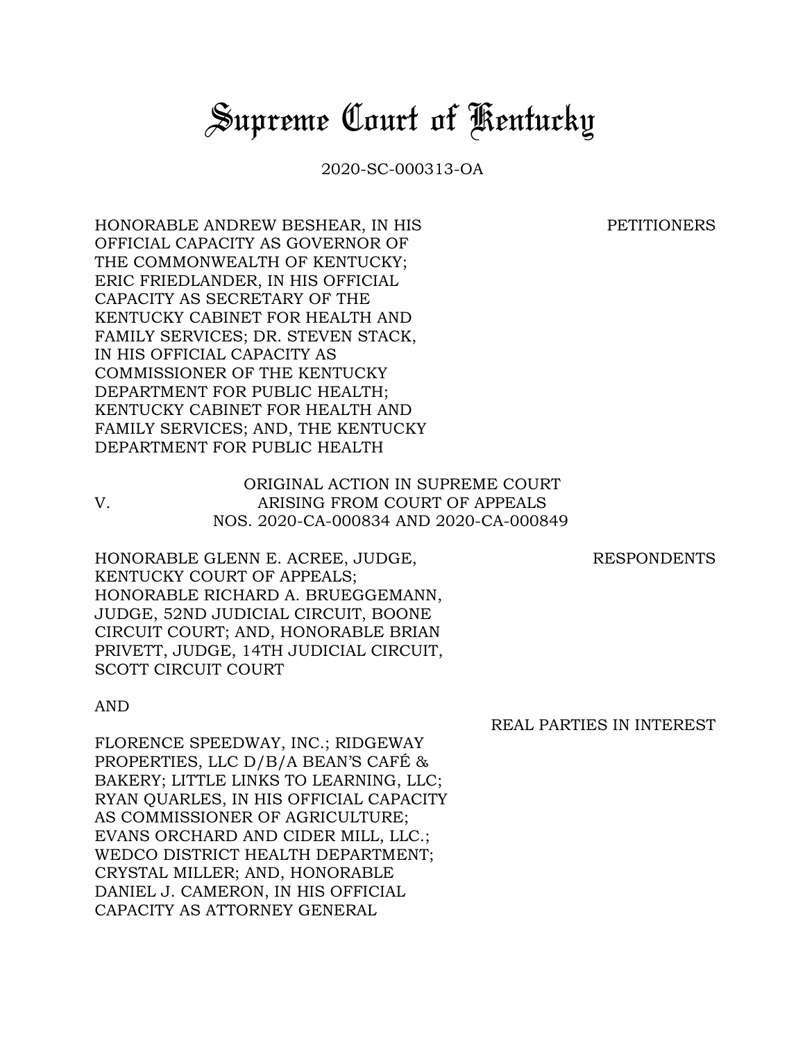# Supreme Court of Kentucky

2020-SC-000313-OA

HONORABLE ANDREW BESHEAR, IN HIS OFFICIAL CAPACITY AS GOVERNOR OF THE COMMONWEALTH OF KENTUCKY; ERIC FRIEDLANDER, IN HIS OFFICIAL CAPACITY AS SECRETARY OF THE KENTUCKY CABINET FOR HEALTH AND FAMILY SERVICES; DR. STEVEN STACK, IN HIS OFFICIAL CAPACITY AS COMMISSIONER OF THE KENTUCKY DEPARTMENT FOR PUBLIC HEALTH; KENTUCKY CABINET FOR HEALTH AND FAMILY SERVICES; AND, THE KENTUCKY DEPARTMENT FOR PUBLIC HEALTH

PETITIONERS

V.

ORIGINAL ACTION IN SUPREME COURT
ARISING FROM COURT OF APPEALS
NOS. 2020-CA-000834 AND 2020-CA-000849

HONORABLE GLENN E. ACREE, JUDGE, KENTUCKY COURT OF APPEALS; HONORABLE RICHARD A. BRUEGGEMANN, JUDGE, 52ND JUDICIAL CIRCUIT, BOONE CIRCUIT COURT; AND, HONORABLE BRIAN PRIVETT, JUDGE, 14TH JUDICIAL CIRCUIT, SCOTT CIRCUIT COURT

RESPONDENTS

AND

REAL PARTIES IN INTEREST

FLORENCE SPEEDWAY, INC.; RIDGEWAY PROPERTIES, LLC D/B/A BEAN'S CAFÉ & BAKERY; LITTLE LINKS TO LEARNING, LLC; RYAN QUARLES, IN HIS OFFICIAL CAPACITY AS COMMISSIONER OF AGRICULTURE; EVANS ORCHARD AND CIDER MILL, LLC.; WEDCO DISTRICT HEALTH DEPARTMENT; CRYSTAL MILLER; AND, HONORABLE DANIEL J. CAMERON, IN HIS OFFICIAL CAPACITY AS ATTORNEY GENERAL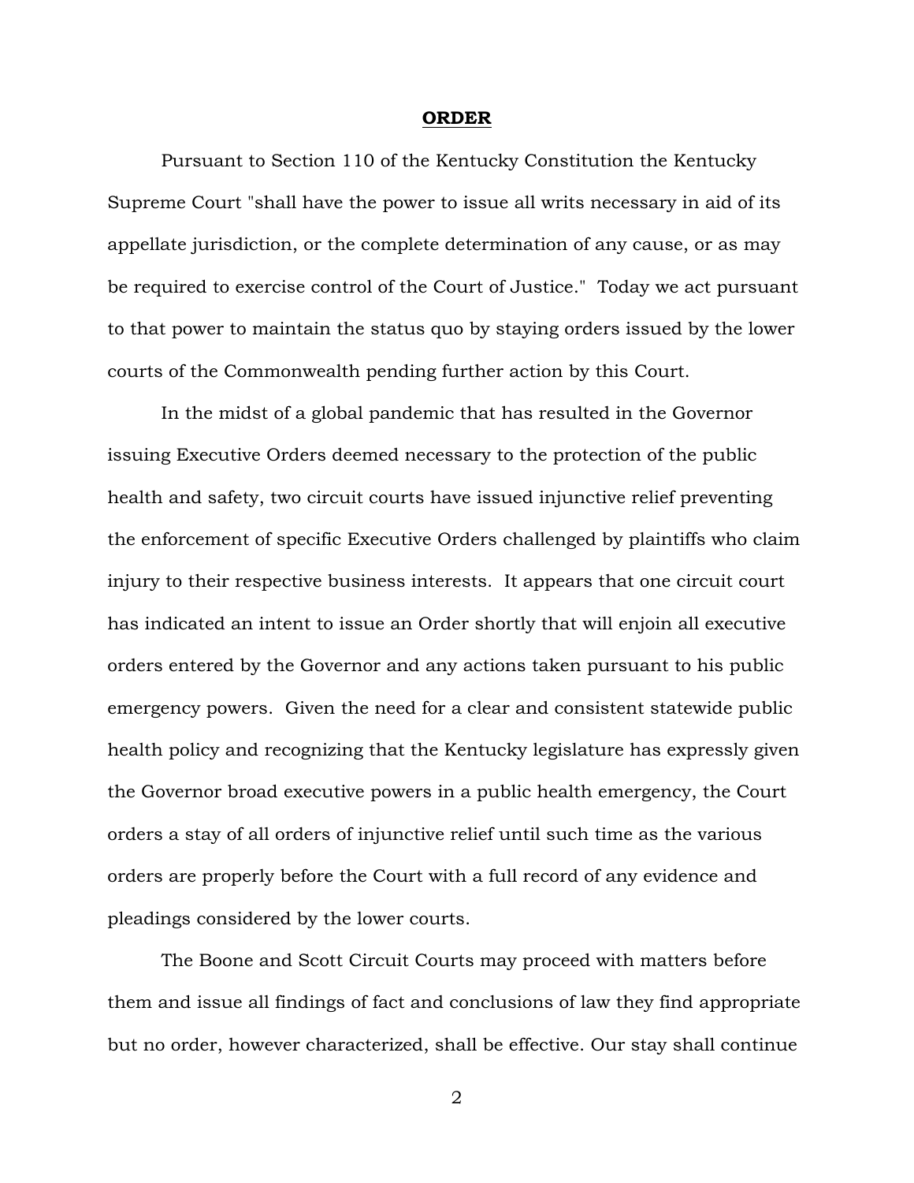**ORDER**

Pursuant to Section 110 of the Kentucky Constitution the Kentucky Supreme Court "shall have the power to issue all writs necessary in aid of its appellate jurisdiction, or the complete determination of any cause, or as may be required to exercise control of the Court of Justice." Today we act pursuant to that power to maintain the status quo by staying orders issued by the lower courts of the Commonwealth pending further action by this Court.

In the midst of a global pandemic that has resulted in the Governor issuing Executive Orders deemed necessary to the protection of the public health and safety, two circuit courts have issued injunctive relief preventing the enforcement of specific Executive Orders challenged by plaintiffs who claim injury to their respective business interests. It appears that one circuit court has indicated an intent to issue an Order shortly that will enjoin all executive orders entered by the Governor and any actions taken pursuant to his public emergency powers. Given the need for a clear and consistent statewide public health policy and recognizing that the Kentucky legislature has expressly given the Governor broad executive powers in a public health emergency, the Court orders a stay of all orders of injunctive relief until such time as the various orders are properly before the Court with a full record of any evidence and pleadings considered by the lower courts.

The Boone and Scott Circuit Courts may proceed with matters before them and issue all findings of fact and conclusions of law they find appropriate but no order, however characterized, shall be effective. Our stay shall continue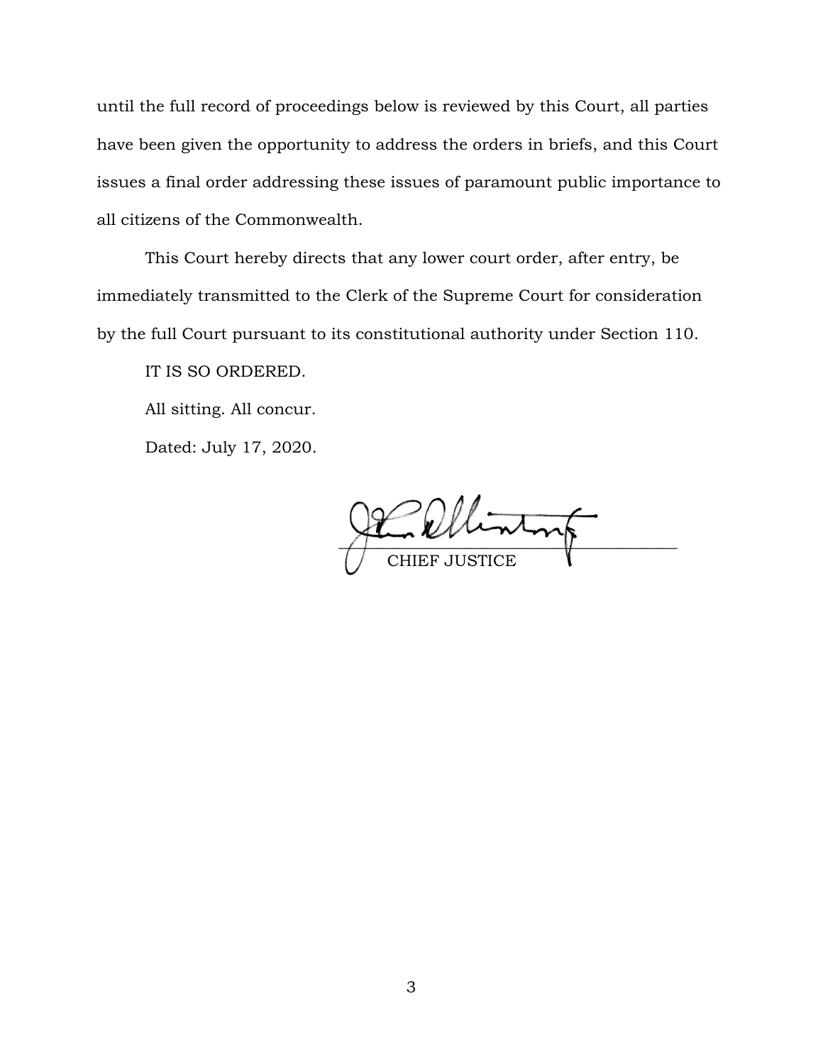until the full record of proceedings below is reviewed by this Court, all parties have been given the opportunity to address the orders in briefs, and this Court issues a final order addressing these issues of paramount public importance to all citizens of the Commonwealth.

This Court hereby directs that any lower court order, after entry, be immediately transmitted to the Clerk of the Supreme Court for consideration by the full Court pursuant to its constitutional authority under Section 110.

IT IS SO ORDERED.

All sitting. All concur.

Dated: July 17, 2020.

CHIEF JUSTICE